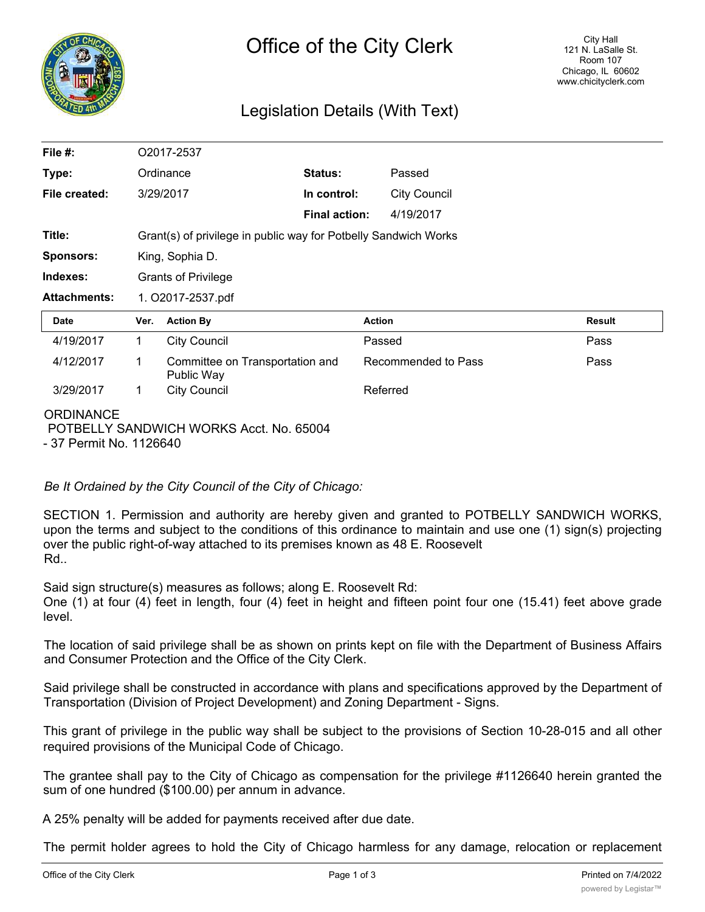# Office of the City Clerk

City Hall
121 N. LaSalle St.
Room 107
Chicago, IL 60602
www.chicityclerk.com

## Legislation Details (With Text)

| | | | |
|---|---|---|---|
| **File #:** | O2017-2537 | | |
| **Type:** | Ordinance | **Status:** | Passed |
| **File created:** | 3/29/2017 | **In control:** | City Council |
| | | **Final action:** | 4/19/2017 |
| **Title:** | Grant(s) of privilege in public way for Potbelly Sandwich Works | | |
| **Sponsors:** | King, Sophia D. | | |
| **Indexes:** | Grants of Privilege | | |
| **Attachments:** | 1. O2017-2537.pdf | | |

| Date | Ver. | Action By | Action | Result |
|---|---|---|---|---|
| 4/19/2017 | 1 | City Council | Passed | Pass |
| 4/12/2017 | 1 | Committee on Transportation and Public Way | Recommended to Pass | Pass |
| 3/29/2017 | 1 | City Council | Referred | |

ORDINANCE
POTBELLY SANDWICH WORKS Acct. No. 65004
- 37 Permit No. 1126640

*Be It Ordained by the City Council of the City of Chicago:*

SECTION 1. Permission and authority are hereby given and granted to POTBELLY SANDWICH WORKS, upon the terms and subject to the conditions of this ordinance to maintain and use one (1) sign(s) projecting over the public right-of-way attached to its premises known as 48 E. Roosevelt Rd..

Said sign structure(s) measures as follows; along E. Roosevelt Rd:
One (1) at four (4) feet in length, four (4) feet in height and fifteen point four one (15.41) feet above grade level.

The location of said privilege shall be as shown on prints kept on file with the Department of Business Affairs and Consumer Protection and the Office of the City Clerk.

Said privilege shall be constructed in accordance with plans and specifications approved by the Department of Transportation (Division of Project Development) and Zoning Department - Signs.

This grant of privilege in the public way shall be subject to the provisions of Section 10-28-015 and all other required provisions of the Municipal Code of Chicago.

The grantee shall pay to the City of Chicago as compensation for the privilege #1126640 herein granted the sum of one hundred ($100.00) per annum in advance.

A 25% penalty will be added for payments received after due date.

The permit holder agrees to hold the City of Chicago harmless for any damage, relocation or replacement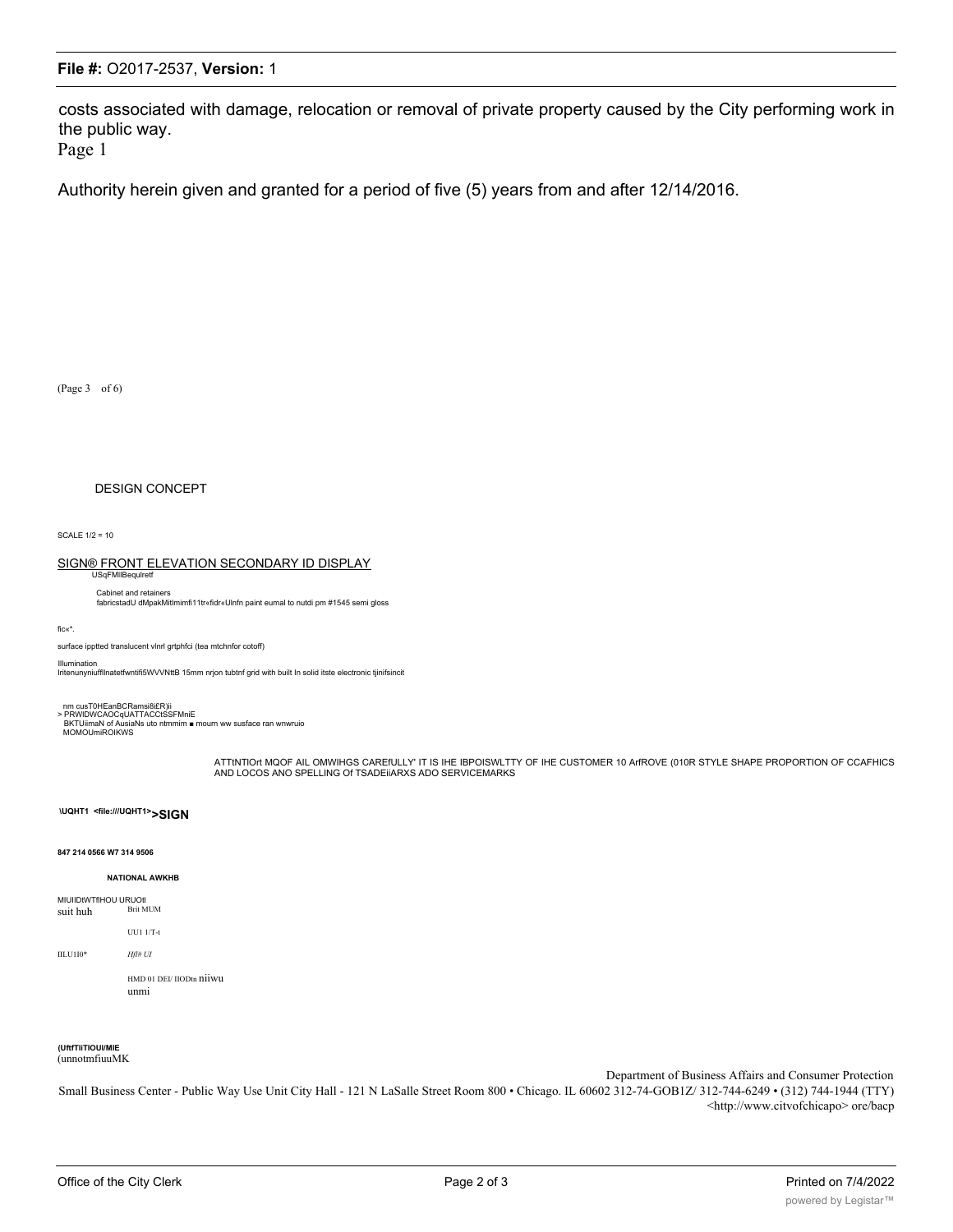costs associated with damage, relocation or removal of private property caused by the City performing work in the public way.
Page 1

Authority herein given and granted for a period of five (5) years from and after 12/14/2016.

(Page 3 of 6)

DESIGN CONCEPT

SCALE 1/2 = 10

SIGN® FRONT ELEVATION SECONDARY ID DISPLAY

USqFMIlBequlretf

Cabinet and retainers
fabricstadU dMpakMitlmimfi11tr«fidr«Ulnfn paint eumal to nutdi pm #1545 semi gloss

fic«*.

surface ipptted translucent vlnrl grtphfci (tea mtchnfor cotoff)

Illumination
Iritenunyniufflinatetfwntifi5WVVNttB 15mm nrjon tubtnf grid with built In solid itste electronic tjinifsincit

nm cusT0HEanBCRamsi8i£R)ii
> PRWIDWCAOCqUATTACCtSSFMniE
BKTUiimaN of AusiaNs uto ntmmim ■ mourn ww susface ran wnwruio
MOMOUmiROIKWS

ATTtNTIOrt MQOF AIL OMWIHGS CAREfULLY' IT IS IHE IBPOISWLTTY OF IHE CUSTOMER 10 ArfROVE (010R STYLE SHAPE PROPORTION OF CCAFHICS AND LOCOS ANO SPELLING Of TSADEiiARXS ADO SERVICEMARKS

**\UQHT1 <file:///UQHT1>>SIGN**

**847 214 0566 W7 314 9506**

**NATIONAL AWKHB**

MIUIDtWTflHOU URUOtl
suit huh Brit MUM

UU1 1/T-t

IILU1I0* *Hfl# UI*

HMD 01 DEI/ IIODtn niiwu
unmi

**(UftfTIiTIOUI/MIE**
(unnotmfiuuMK

Department of Business Affairs and Consumer Protection
Small Business Center - Public Way Use Unit City Hall - 121 N LaSalle Street Room 800 • Chicago. IL 60602 312-74-GOB1Z/ 312-744-6249 • (312) 744-1944 (TTY) <http://www.citvofchicapo> ore/bacp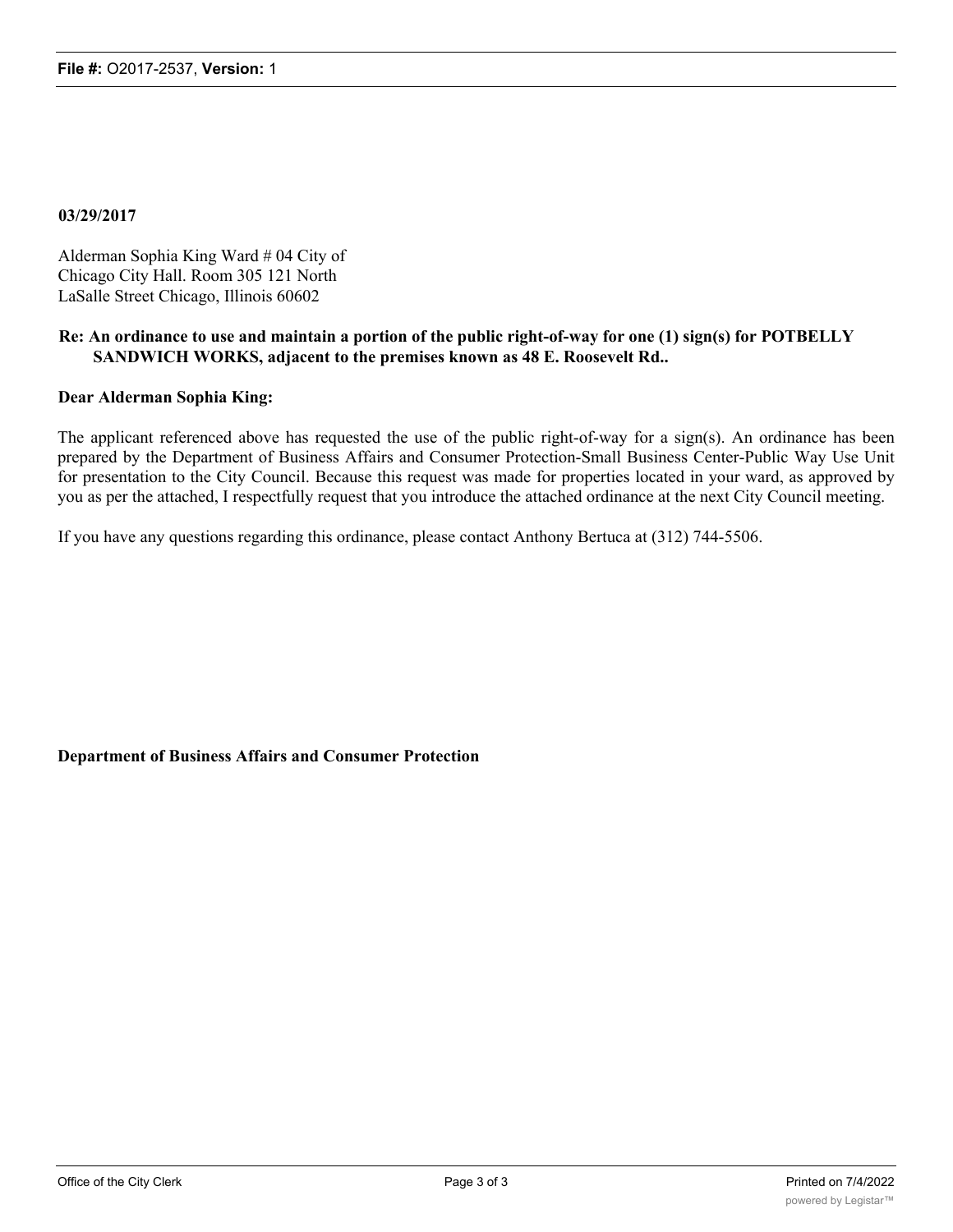**03/29/2017**

Alderman Sophia King Ward # 04 City of Chicago City Hall. Room 305 121 North LaSalle Street Chicago, Illinois 60602

**Re: An ordinance to use and maintain a portion of the public right-of-way for one (1) sign(s) for POTBELLY SANDWICH WORKS, adjacent to the premises known as 48 E. Roosevelt Rd..**

**Dear Alderman Sophia King:**

The applicant referenced above has requested the use of the public right-of-way for a sign(s). An ordinance has been prepared by the Department of Business Affairs and Consumer Protection-Small Business Center-Public Way Use Unit for presentation to the City Council. Because this request was made for properties located in your ward, as approved by you as per the attached, I respectfully request that you introduce the attached ordinance at the next City Council meeting.

If you have any questions regarding this ordinance, please contact Anthony Bertuca at (312) 744-5506.

**Department of Business Affairs and Consumer Protection**